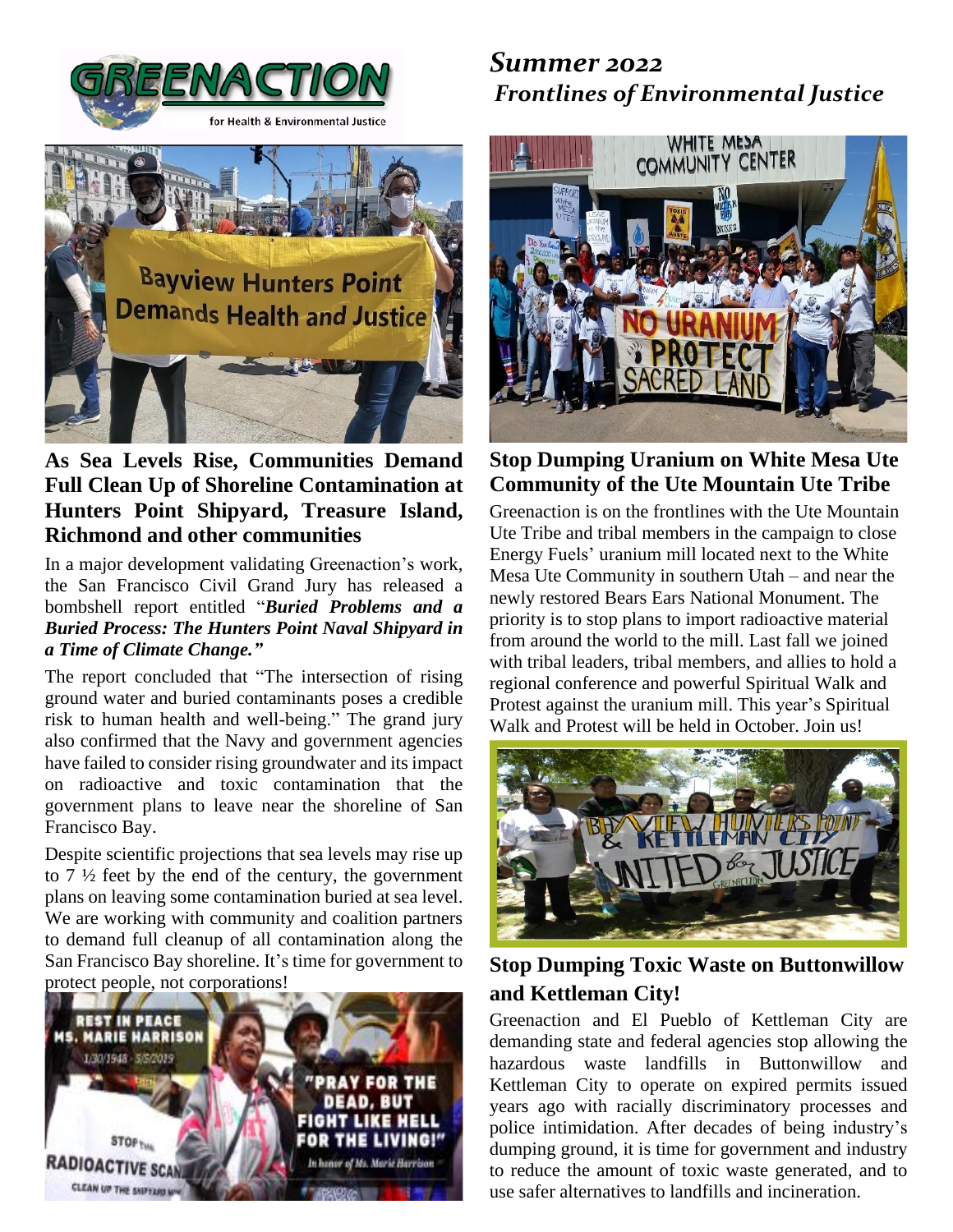# GREENACTION

for Health & Environmental Justice

## *Summer 2022*
## *Frontlines of Environmental Justice*

## As Sea Levels Rise, Communities Demand Full Clean Up of Shoreline Contamination at Hunters Point Shipyard, Treasure Island, Richmond and other communities

In a major development validating Greenaction's work, the San Francisco Civil Grand Jury has released a bombshell report entitled "***Buried Problems and a Buried Process: The Hunters Point Naval Shipyard in a Time of Climate Change.***"

The report concluded that "The intersection of rising ground water and buried contaminants poses a credible risk to human health and well-being." The grand jury also confirmed that the Navy and government agencies have failed to consider rising groundwater and its impact on radioactive and toxic contamination that the government plans to leave near the shoreline of San Francisco Bay.

Despite scientific projections that sea levels may rise up to 7 ½ feet by the end of the century, the government plans on leaving some contamination buried at sea level. We are working with community and coalition partners to demand full cleanup of all contamination along the San Francisco Bay shoreline. It's time for government to protect people, not corporations!

## Stop Dumping Uranium on White Mesa Ute Community of the Ute Mountain Ute Tribe

Greenaction is on the frontlines with the Ute Mountain Ute Tribe and tribal members in the campaign to close Energy Fuels' uranium mill located next to the White Mesa Ute Community in southern Utah – and near the newly restored Bears Ears National Monument. The priority is to stop plans to import radioactive material from around the world to the mill. Last fall we joined with tribal leaders, tribal members, and allies to hold a regional conference and powerful Spiritual Walk and Protest against the uranium mill. This year's Spiritual Walk and Protest will be held in October. Join us!

## Stop Dumping Toxic Waste on Buttonwillow and Kettleman City!

Greenaction and El Pueblo of Kettleman City are demanding state and federal agencies stop allowing the hazardous waste landfills in Buttonwillow and Kettleman City to operate on expired permits issued years ago with racially discriminatory processes and police intimidation. After decades of being industry's dumping ground, it is time for government and industry to reduce the amount of toxic waste generated, and to use safer alternatives to landfills and incineration.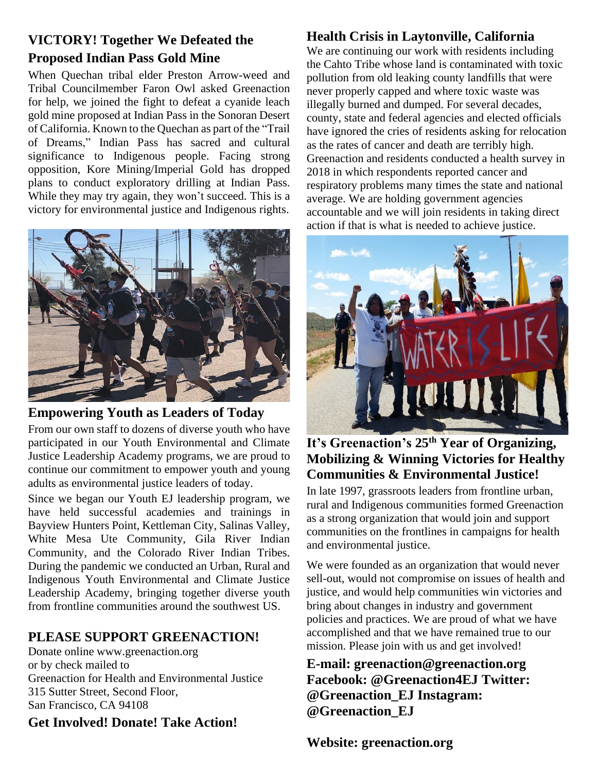## VICTORY! Together We Defeated the Proposed Indian Pass Gold Mine

When Quechan tribal elder Preston Arrow-weed and Tribal Councilmember Faron Owl asked Greenaction for help, we joined the fight to defeat a cyanide leach gold mine proposed at Indian Pass in the Sonoran Desert of California. Known to the Quechan as part of the "Trail of Dreams," Indian Pass has sacred and cultural significance to Indigenous people. Facing strong opposition, Kore Mining/Imperial Gold has dropped plans to conduct exploratory drilling at Indian Pass. While they may try again, they won't succeed. This is a victory for environmental justice and Indigenous rights.

## Empowering Youth as Leaders of Today

From our own staff to dozens of diverse youth who have participated in our Youth Environmental and Climate Justice Leadership Academy programs, we are proud to continue our commitment to empower youth and young adults as environmental justice leaders of today.

Since we began our Youth EJ leadership program, we have held successful academies and trainings in Bayview Hunters Point, Kettleman City, Salinas Valley, White Mesa Ute Community, Gila River Indian Community, and the Colorado River Indian Tribes. During the pandemic we conducted an Urban, Rural and Indigenous Youth Environmental and Climate Justice Leadership Academy, bringing together diverse youth from frontline communities around the southwest US.

## PLEASE SUPPORT GREENACTION!

Donate online www.greenaction.org
or by check mailed to
Greenaction for Health and Environmental Justice
315 Sutter Street, Second Floor,
San Francisco, CA 94108

**Get Involved! Donate! Take Action!**

## Health Crisis in Laytonville, California

We are continuing our work with residents including the Cahto Tribe whose land is contaminated with toxic pollution from old leaking county landfills that were never properly capped and where toxic waste was illegally burned and dumped. For several decades, county, state and federal agencies and elected officials have ignored the cries of residents asking for relocation as the rates of cancer and death are terribly high. Greenaction and residents conducted a health survey in 2018 in which respondents reported cancer and respiratory problems many times the state and national average. We are holding government agencies accountable and we will join residents in taking direct action if that is what is needed to achieve justice.

## It's Greenaction's 25th Year of Organizing, Mobilizing & Winning Victories for Healthy Communities & Environmental Justice!

In late 1997, grassroots leaders from frontline urban, rural and Indigenous communities formed Greenaction as a strong organization that would join and support communities on the frontlines in campaigns for health and environmental justice.

We were founded as an organization that would never sell-out, would not compromise on issues of health and justice, and would help communities win victories and bring about changes in industry and government policies and practices. We are proud of what we have accomplished and that we have remained true to our mission. Please join with us and get involved!

**E-mail: greenaction@greenaction.org**
**Facebook: @Greenaction4EJ Twitter: @Greenaction_EJ Instagram: @Greenaction_EJ**

**Website: greenaction.org**